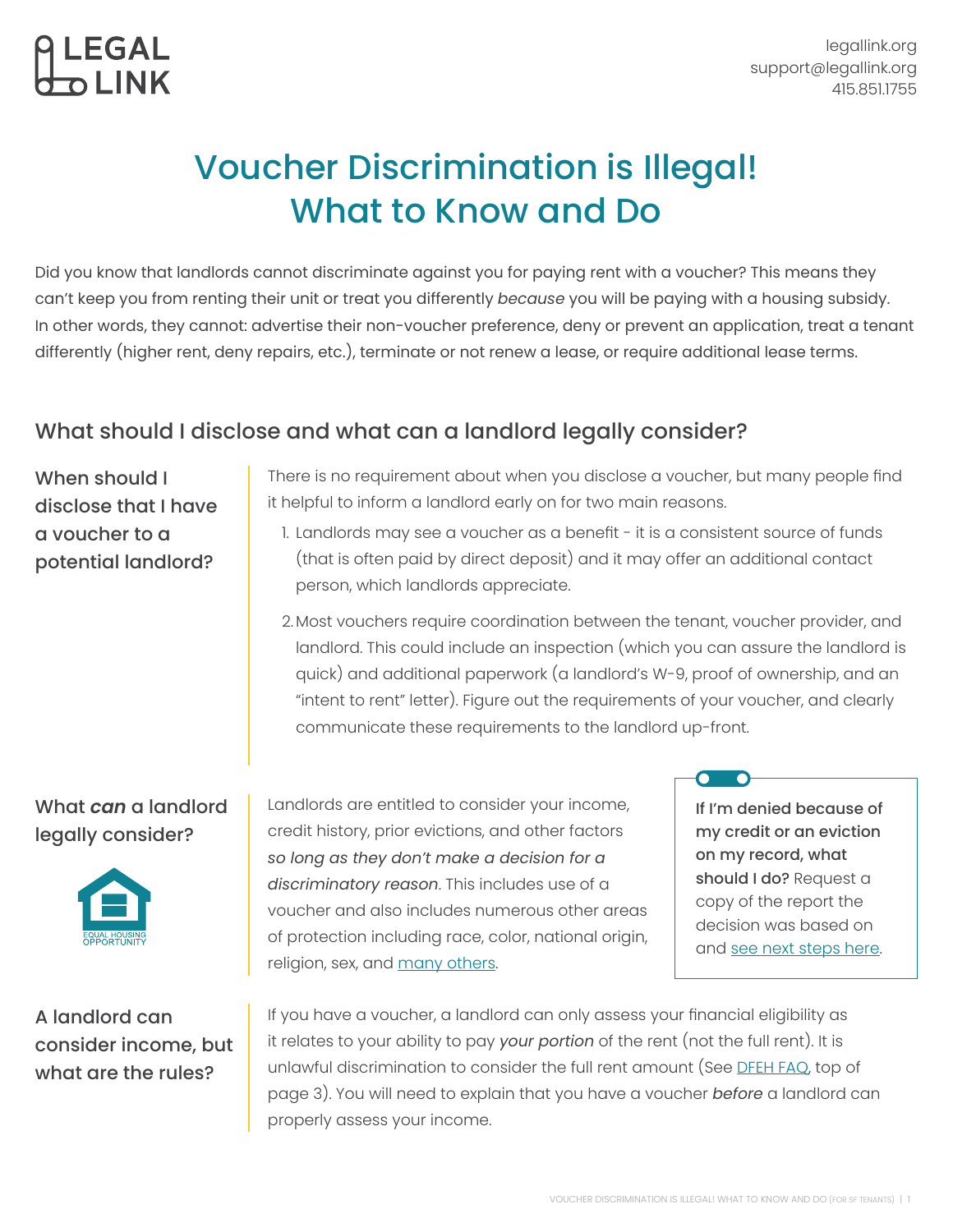LEGAL LINK

legallink.org
support@legallink.org
415.851.1755

# Voucher Discrimination is Illegal! What to Know and Do

Did you know that landlords cannot discriminate against you for paying rent with a voucher? This means they can't keep you from renting their unit or treat you differently *because* you will be paying with a housing subsidy. In other words, they cannot: advertise their non-voucher preference, deny or prevent an application, treat a tenant differently (higher rent, deny repairs, etc.), terminate or not renew a lease, or require additional lease terms.

## What should I disclose and what can a landlord legally consider?

### When should I disclose that I have a voucher to a potential landlord?

There is no requirement about when you disclose a voucher, but many people find it helpful to inform a landlord early on for two main reasons.

1. Landlords may see a voucher as a benefit - it is a consistent source of funds (that is often paid by direct deposit) and it may offer an additional contact person, which landlords appreciate.
2. Most vouchers require coordination between the tenant, voucher provider, and landlord. This could include an inspection (which you can assure the landlord is quick) and additional paperwork (a landlord's W-9, proof of ownership, and an "intent to rent" letter). Figure out the requirements of your voucher, and clearly communicate these requirements to the landlord up-front.

### What *can* a landlord legally consider?

EQUAL HOUSING OPPORTUNITY

Landlords are entitled to consider your income, credit history, prior evictions, and other factors *so long as they don't make a decision for a discriminatory reason*. This includes use of a voucher and also includes numerous other areas of protection including race, color, national origin, religion, sex, and [many others](#).

**If I'm denied because of my credit or an eviction on my record, what should I do?** Request a copy of the report the decision was based on and [see next steps here](#).

### A landlord can consider income, but what are the rules?

If you have a voucher, a landlord can only assess your financial eligibility as it relates to your ability to pay *your portion* of the rent (not the full rent). It is unlawful discrimination to consider the full rent amount (See [DFEH FAQ](#), top of page 3). You will need to explain that you have a voucher *before* a landlord can properly assess your income.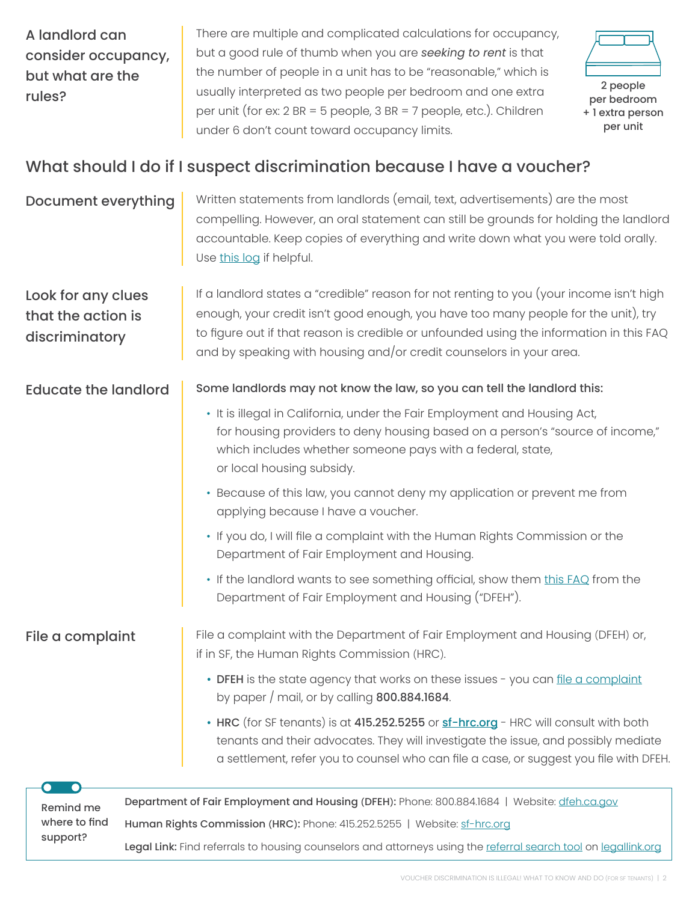**A landlord can consider occupancy, but what are the rules?**

There are multiple and complicated calculations for occupancy, but a good rule of thumb when you are *seeking to rent* is that the number of people in a unit has to be "reasonable," which is usually interpreted as two people per bedroom and one extra per unit (for ex: 2 BR = 5 people, 3 BR = 7 people, etc.). Children under 6 don't count toward occupancy limits.

2 people per bedroom + 1 extra person per unit

## What should I do if I suspect discrimination because I have a voucher?

**Document everything**

Written statements from landlords (email, text, advertisements) are the most compelling. However, an oral statement can still be grounds for holding the landlord accountable. Keep copies of everything and write down what you were told orally. Use [this log](#) if helpful.

**Look for any clues that the action is discriminatory**

If a landlord states a "credible" reason for not renting to you (your income isn't high enough, your credit isn't good enough, you have too many people for the unit), try to figure out if that reason is credible or unfounded using the information in this FAQ and by speaking with housing and/or credit counselors in your area.

**Educate the landlord**

**Some landlords may not know the law, so you can tell the landlord this:**

- It is illegal in California, under the Fair Employment and Housing Act, for housing providers to deny housing based on a person's "source of income," which includes whether someone pays with a federal, state, or local housing subsidy.
- Because of this law, you cannot deny my application or prevent me from applying because I have a voucher.
- If you do, I will file a complaint with the Human Rights Commission or the Department of Fair Employment and Housing.
- If the landlord wants to see something official, show them [this FAQ](#) from the Department of Fair Employment and Housing ("DFEH").

**File a complaint**

File a complaint with the Department of Fair Employment and Housing (DFEH) or, if in SF, the Human Rights Commission (HRC).

- **DFEH** is the state agency that works on these issues - you can [file a complaint](#) by paper / mail, or by calling **800.884.1684**.
- **HRC** (for SF tenants) is at **415.252.5255** or **sf-hrc.org** - HRC will consult with both tenants and their advocates. They will investigate the issue, and possibly mediate a settlement, refer you to counsel who can file a case, or suggest you file with DFEH.

**Remind me where to find support?**

**Department of Fair Employment and Housing (DFEH):** Phone: 800.884.1684 | Website: dfeh.ca.gov

**Human Rights Commission (HRC):** Phone: 415.252.5255 | Website: sf-hrc.org

**Legal Link:** Find referrals to housing counselors and attorneys using the referral search tool on legallink.org